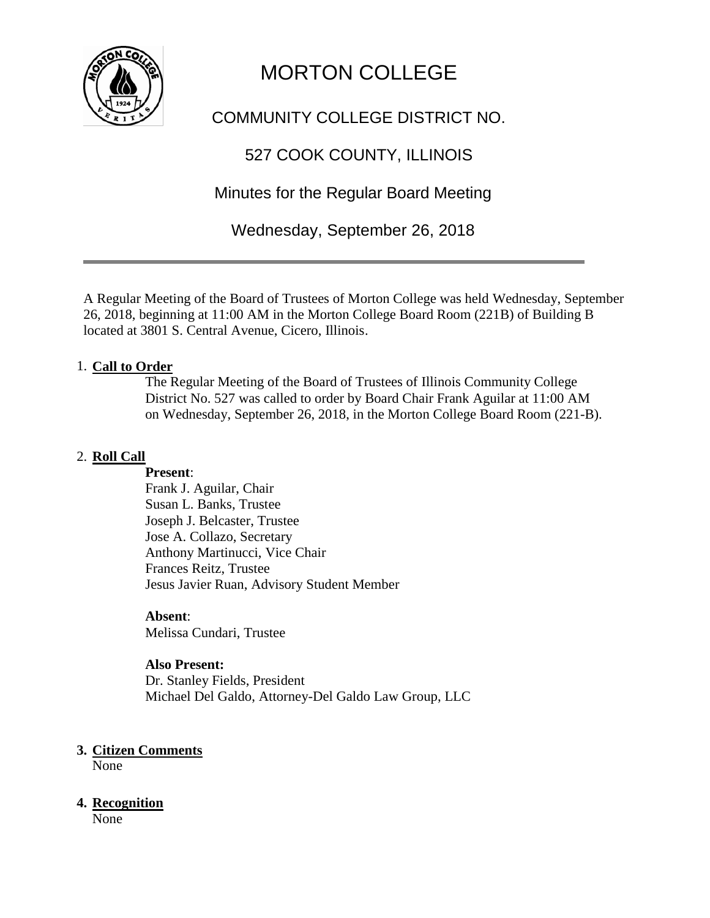# MORTON COLLEGE

## COMMUNITY COLLEGE DISTRICT NO.

## 527 COOK COUNTY, ILLINOIS

## Minutes for the Regular Board Meeting

## Wednesday, September 26, 2018

---

A Regular Meeting of the Board of Trustees of Morton College was held Wednesday, September 26, 2018, beginning at 11:00 AM in the Morton College Board Room (221B) of Building B located at 3801 S. Central Avenue, Cicero, Illinois.

1. **Call to Order**

   The Regular Meeting of the Board of Trustees of Illinois Community College District No. 527 was called to order by Board Chair Frank Aguilar at 11:00 AM on Wednesday, September 26, 2018, in the Morton College Board Room (221-B).

2. **Roll Call**

   **Present**:
   Frank J. Aguilar, Chair
   Susan L. Banks, Trustee
   Joseph J. Belcaster, Trustee
   Jose A. Collazo, Secretary
   Anthony Martinucci, Vice Chair
   Frances Reitz, Trustee
   Jesus Javier Ruan, Advisory Student Member

   **Absent**:
   Melissa Cundari, Trustee

   **Also Present:**
   Dr. Stanley Fields, President
   Michael Del Galdo, Attorney-Del Galdo Law Group, LLC

3. **Citizen Comments**

   None

4. **Recognition**

   None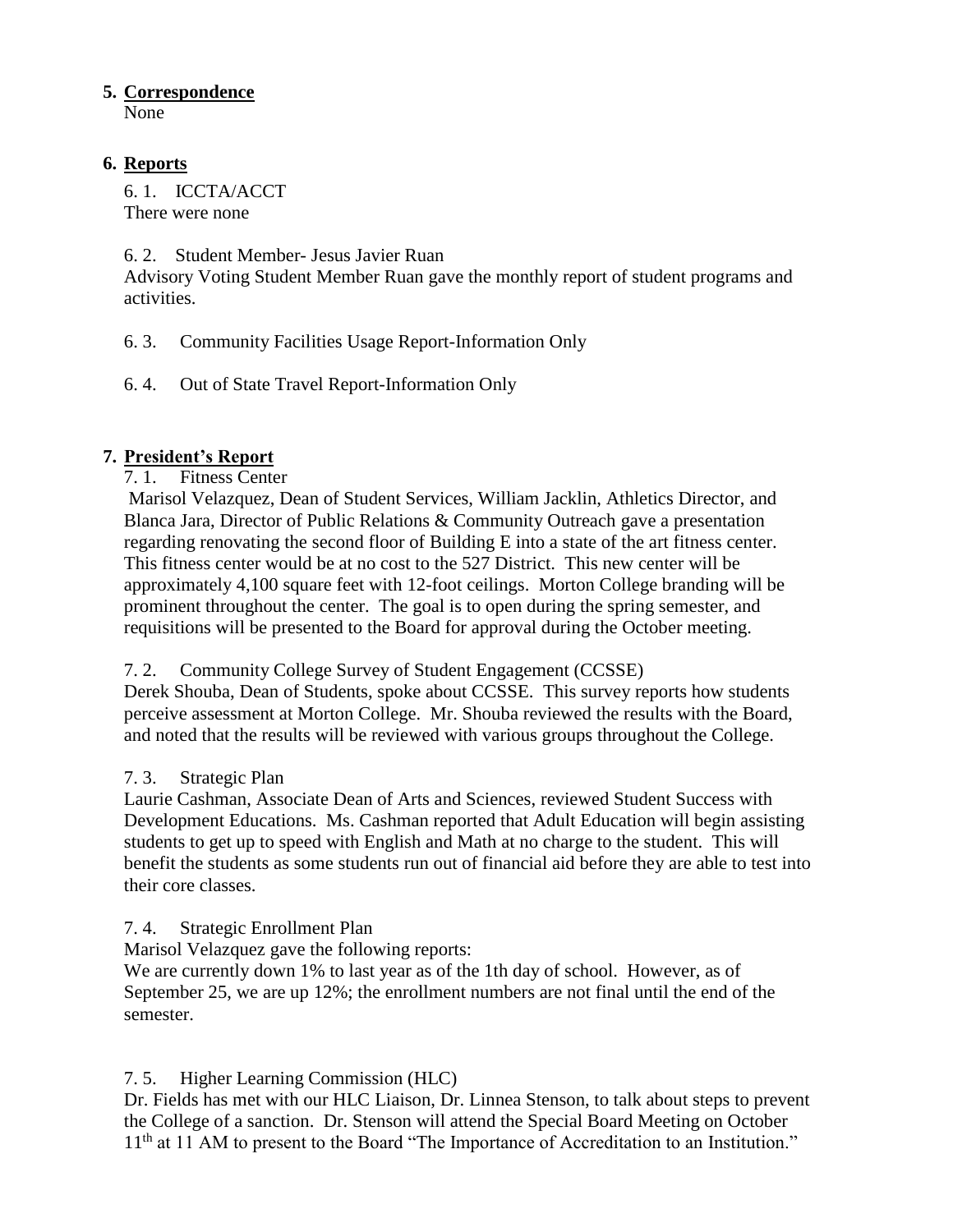5. **Correspondence**
   None

6. **Reports**

   6. 1. ICCTA/ACCT
   There were none

   6. 2. Student Member- Jesus Javier Ruan
   Advisory Voting Student Member Ruan gave the monthly report of student programs and activities.

   6. 3. Community Facilities Usage Report-Information Only

   6. 4. Out of State Travel Report-Information Only

7. **President's Report**

   7. 1. Fitness Center
   Marisol Velazquez, Dean of Student Services, William Jacklin, Athletics Director, and Blanca Jara, Director of Public Relations & Community Outreach gave a presentation regarding renovating the second floor of Building E into a state of the art fitness center. This fitness center would be at no cost to the 527 District. This new center will be approximately 4,100 square feet with 12-foot ceilings. Morton College branding will be prominent throughout the center. The goal is to open during the spring semester, and requisitions will be presented to the Board for approval during the October meeting.

   7. 2. Community College Survey of Student Engagement (CCSSE)
   Derek Shouba, Dean of Students, spoke about CCSSE. This survey reports how students perceive assessment at Morton College. Mr. Shouba reviewed the results with the Board, and noted that the results will be reviewed with various groups throughout the College.

   7. 3. Strategic Plan
   Laurie Cashman, Associate Dean of Arts and Sciences, reviewed Student Success with Development Educations. Ms. Cashman reported that Adult Education will begin assisting students to get up to speed with English and Math at no charge to the student. This will benefit the students as some students run out of financial aid before they are able to test into their core classes.

   7. 4. Strategic Enrollment Plan
   Marisol Velazquez gave the following reports:
   We are currently down 1% to last year as of the 1th day of school. However, as of September 25, we are up 12%; the enrollment numbers are not final until the end of the semester.

   7. 5. Higher Learning Commission (HLC)
   Dr. Fields has met with our HLC Liaison, Dr. Linnea Stenson, to talk about steps to prevent the College of a sanction. Dr. Stenson will attend the Special Board Meeting on October 11th at 11 AM to present to the Board "The Importance of Accreditation to an Institution."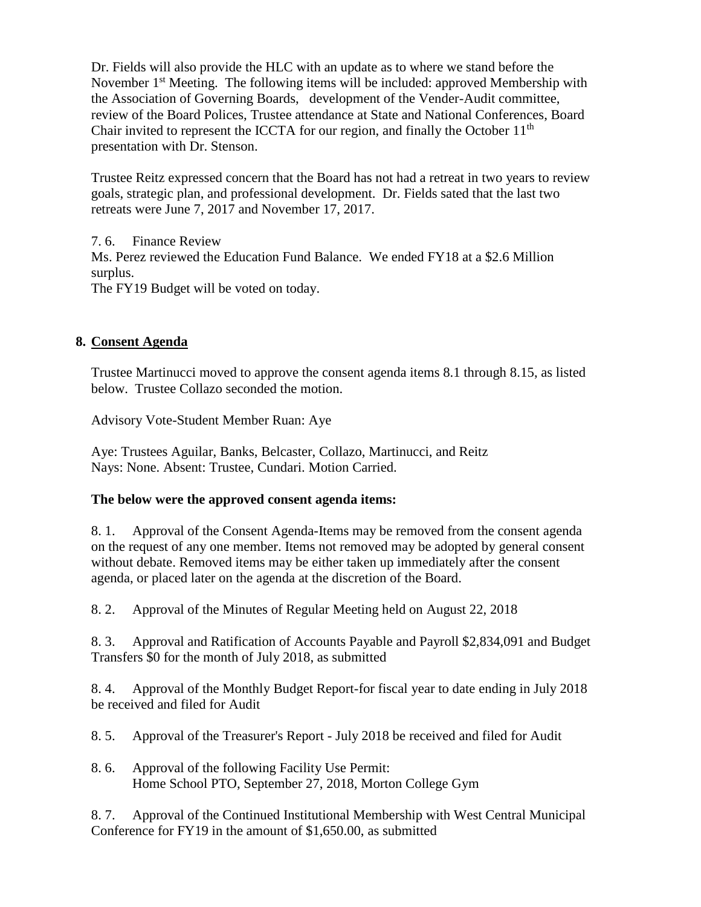Dr. Fields will also provide the HLC with an update as to where we stand before the November 1st Meeting. The following items will be included: approved Membership with the Association of Governing Boards, development of the Vender-Audit committee, review of the Board Polices, Trustee attendance at State and National Conferences, Board Chair invited to represent the ICCTA for our region, and finally the October 11th presentation with Dr. Stenson.

Trustee Reitz expressed concern that the Board has not had a retreat in two years to review goals, strategic plan, and professional development. Dr. Fields sated that the last two retreats were June 7, 2017 and November 17, 2017.

7. 6. Finance Review

Ms. Perez reviewed the Education Fund Balance. We ended FY18 at a $2.6 Million surplus.

The FY19 Budget will be voted on today.

## 8. Consent Agenda

Trustee Martinucci moved to approve the consent agenda items 8.1 through 8.15, as listed below. Trustee Collazo seconded the motion.

Advisory Vote-Student Member Ruan: Aye

Aye: Trustees Aguilar, Banks, Belcaster, Collazo, Martinucci, and Reitz
Nays: None. Absent: Trustee, Cundari. Motion Carried.

**The below were the approved consent agenda items:**

8. 1. Approval of the Consent Agenda-Items may be removed from the consent agenda on the request of any one member. Items not removed may be adopted by general consent without debate. Removed items may be either taken up immediately after the consent agenda, or placed later on the agenda at the discretion of the Board.

8. 2. Approval of the Minutes of Regular Meeting held on August 22, 2018

8. 3. Approval and Ratification of Accounts Payable and Payroll $2,834,091 and Budget Transfers $0 for the month of July 2018, as submitted

8. 4. Approval of the Monthly Budget Report-for fiscal year to date ending in July 2018 be received and filed for Audit

8. 5. Approval of the Treasurer's Report - July 2018 be received and filed for Audit

8. 6. Approval of the following Facility Use Permit:
Home School PTO, September 27, 2018, Morton College Gym

8. 7. Approval of the Continued Institutional Membership with West Central Municipal Conference for FY19 in the amount of $1,650.00, as submitted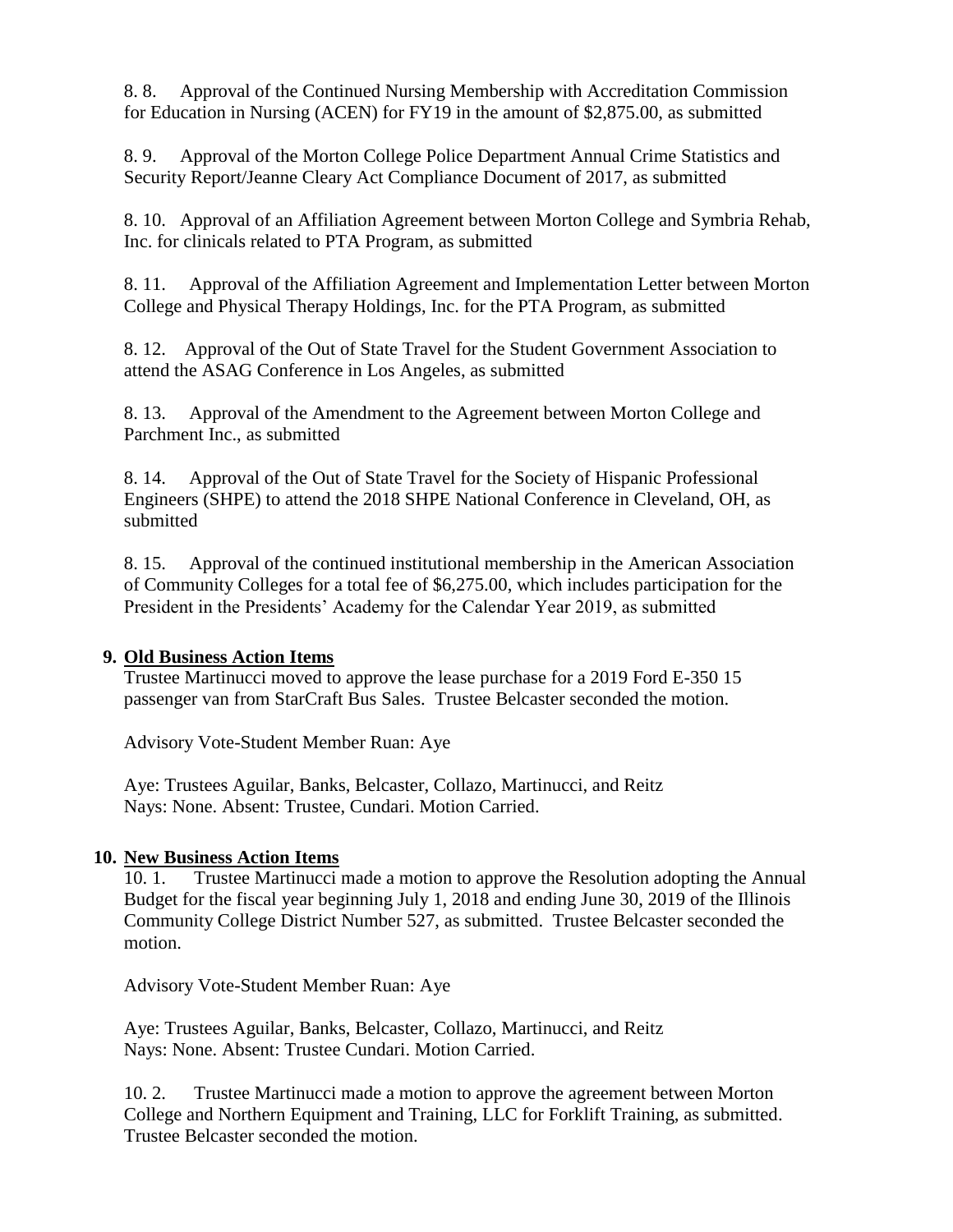8. 8. Approval of the Continued Nursing Membership with Accreditation Commission for Education in Nursing (ACEN) for FY19 in the amount of $2,875.00, as submitted

8. 9. Approval of the Morton College Police Department Annual Crime Statistics and Security Report/Jeanne Cleary Act Compliance Document of 2017, as submitted

8. 10. Approval of an Affiliation Agreement between Morton College and Symbria Rehab, Inc. for clinicals related to PTA Program, as submitted

8. 11. Approval of the Affiliation Agreement and Implementation Letter between Morton College and Physical Therapy Holdings, Inc. for the PTA Program, as submitted

8. 12. Approval of the Out of State Travel for the Student Government Association to attend the ASAG Conference in Los Angeles, as submitted

8. 13. Approval of the Amendment to the Agreement between Morton College and Parchment Inc., as submitted

8. 14. Approval of the Out of State Travel for the Society of Hispanic Professional Engineers (SHPE) to attend the 2018 SHPE National Conference in Cleveland, OH, as submitted

8. 15. Approval of the continued institutional membership in the American Association of Community Colleges for a total fee of $6,275.00, which includes participation for the President in the Presidents' Academy for the Calendar Year 2019, as submitted

## 9. Old Business Action Items

Trustee Martinucci moved to approve the lease purchase for a 2019 Ford E-350 15 passenger van from StarCraft Bus Sales. Trustee Belcaster seconded the motion.

Advisory Vote-Student Member Ruan: Aye

Aye: Trustees Aguilar, Banks, Belcaster, Collazo, Martinucci, and Reitz
Nays: None. Absent: Trustee, Cundari. Motion Carried.

## 10. New Business Action Items

10. 1. Trustee Martinucci made a motion to approve the Resolution adopting the Annual Budget for the fiscal year beginning July 1, 2018 and ending June 30, 2019 of the Illinois Community College District Number 527, as submitted. Trustee Belcaster seconded the motion.

Advisory Vote-Student Member Ruan: Aye

Aye: Trustees Aguilar, Banks, Belcaster, Collazo, Martinucci, and Reitz
Nays: None. Absent: Trustee Cundari. Motion Carried.

10. 2. Trustee Martinucci made a motion to approve the agreement between Morton College and Northern Equipment and Training, LLC for Forklift Training, as submitted. Trustee Belcaster seconded the motion.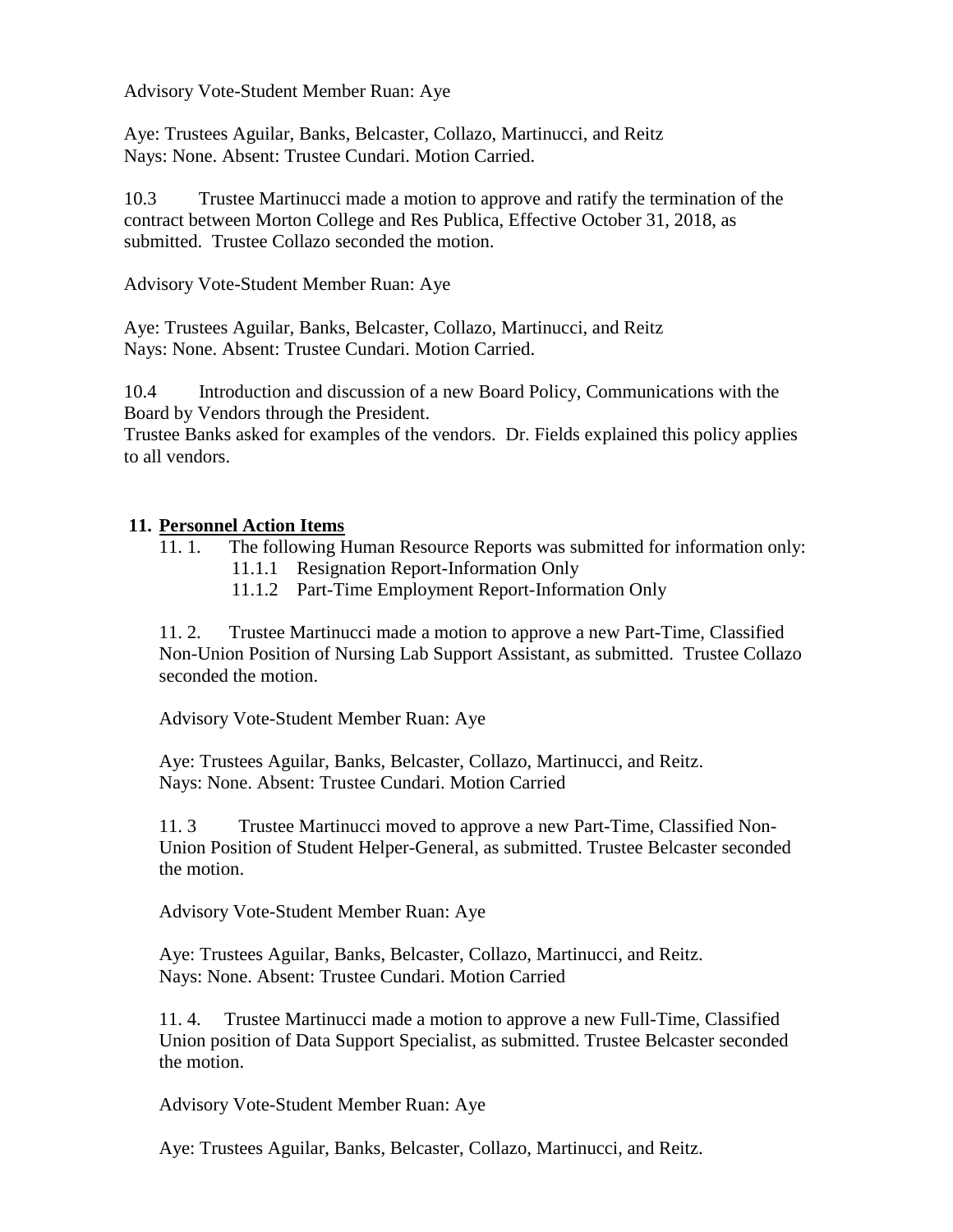Advisory Vote-Student Member Ruan: Aye

Aye: Trustees Aguilar, Banks, Belcaster, Collazo, Martinucci, and Reitz
Nays: None. Absent: Trustee Cundari. Motion Carried.

10.3 Trustee Martinucci made a motion to approve and ratify the termination of the contract between Morton College and Res Publica, Effective October 31, 2018, as submitted. Trustee Collazo seconded the motion.

Advisory Vote-Student Member Ruan: Aye

Aye: Trustees Aguilar, Banks, Belcaster, Collazo, Martinucci, and Reitz
Nays: None. Absent: Trustee Cundari. Motion Carried.

10.4 Introduction and discussion of a new Board Policy, Communications with the Board by Vendors through the President.
Trustee Banks asked for examples of the vendors. Dr. Fields explained this policy applies to all vendors.

## 11. Personnel Action Items

11. 1. The following Human Resource Reports was submitted for information only:
- 11.1.1 Resignation Report-Information Only
- 11.1.2 Part-Time Employment Report-Information Only

11. 2. Trustee Martinucci made a motion to approve a new Part-Time, Classified Non-Union Position of Nursing Lab Support Assistant, as submitted. Trustee Collazo seconded the motion.

Advisory Vote-Student Member Ruan: Aye

Aye: Trustees Aguilar, Banks, Belcaster, Collazo, Martinucci, and Reitz.
Nays: None. Absent: Trustee Cundari. Motion Carried

11. 3 Trustee Martinucci moved to approve a new Part-Time, Classified Non-Union Position of Student Helper-General, as submitted. Trustee Belcaster seconded the motion.

Advisory Vote-Student Member Ruan: Aye

Aye: Trustees Aguilar, Banks, Belcaster, Collazo, Martinucci, and Reitz.
Nays: None. Absent: Trustee Cundari. Motion Carried

11. 4. Trustee Martinucci made a motion to approve a new Full-Time, Classified Union position of Data Support Specialist, as submitted. Trustee Belcaster seconded the motion.

Advisory Vote-Student Member Ruan: Aye

Aye: Trustees Aguilar, Banks, Belcaster, Collazo, Martinucci, and Reitz.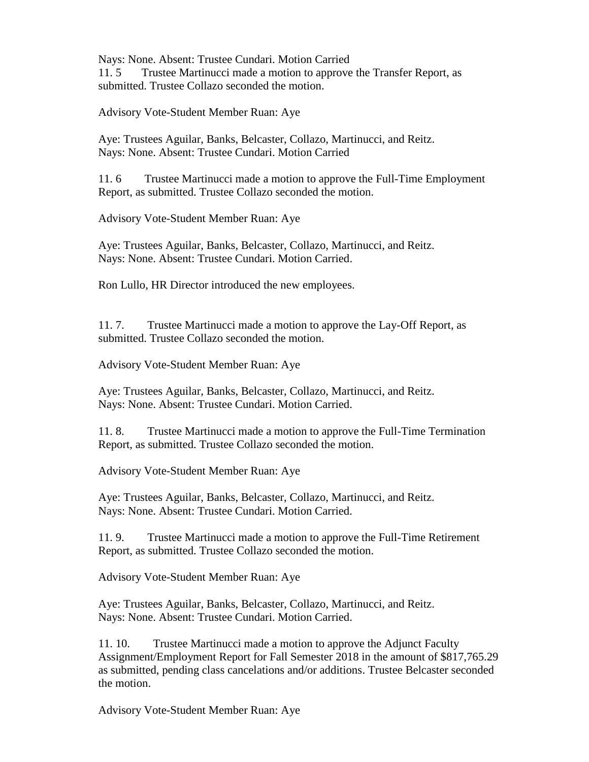Nays: None. Absent: Trustee Cundari. Motion Carried

11. 5 Trustee Martinucci made a motion to approve the Transfer Report, as submitted. Trustee Collazo seconded the motion.

Advisory Vote-Student Member Ruan: Aye

Aye: Trustees Aguilar, Banks, Belcaster, Collazo, Martinucci, and Reitz.
Nays: None. Absent: Trustee Cundari. Motion Carried

11. 6 Trustee Martinucci made a motion to approve the Full-Time Employment Report, as submitted. Trustee Collazo seconded the motion.

Advisory Vote-Student Member Ruan: Aye

Aye: Trustees Aguilar, Banks, Belcaster, Collazo, Martinucci, and Reitz.
Nays: None. Absent: Trustee Cundari. Motion Carried.

Ron Lullo, HR Director introduced the new employees.

11. 7. Trustee Martinucci made a motion to approve the Lay-Off Report, as submitted. Trustee Collazo seconded the motion.

Advisory Vote-Student Member Ruan: Aye

Aye: Trustees Aguilar, Banks, Belcaster, Collazo, Martinucci, and Reitz.
Nays: None. Absent: Trustee Cundari. Motion Carried.

11. 8. Trustee Martinucci made a motion to approve the Full-Time Termination Report, as submitted. Trustee Collazo seconded the motion.

Advisory Vote-Student Member Ruan: Aye

Aye: Trustees Aguilar, Banks, Belcaster, Collazo, Martinucci, and Reitz.
Nays: None. Absent: Trustee Cundari. Motion Carried.

11. 9. Trustee Martinucci made a motion to approve the Full-Time Retirement Report, as submitted. Trustee Collazo seconded the motion.

Advisory Vote-Student Member Ruan: Aye

Aye: Trustees Aguilar, Banks, Belcaster, Collazo, Martinucci, and Reitz.
Nays: None. Absent: Trustee Cundari. Motion Carried.

11. 10. Trustee Martinucci made a motion to approve the Adjunct Faculty Assignment/Employment Report for Fall Semester 2018 in the amount of $817,765.29 as submitted, pending class cancelations and/or additions. Trustee Belcaster seconded the motion.

Advisory Vote-Student Member Ruan: Aye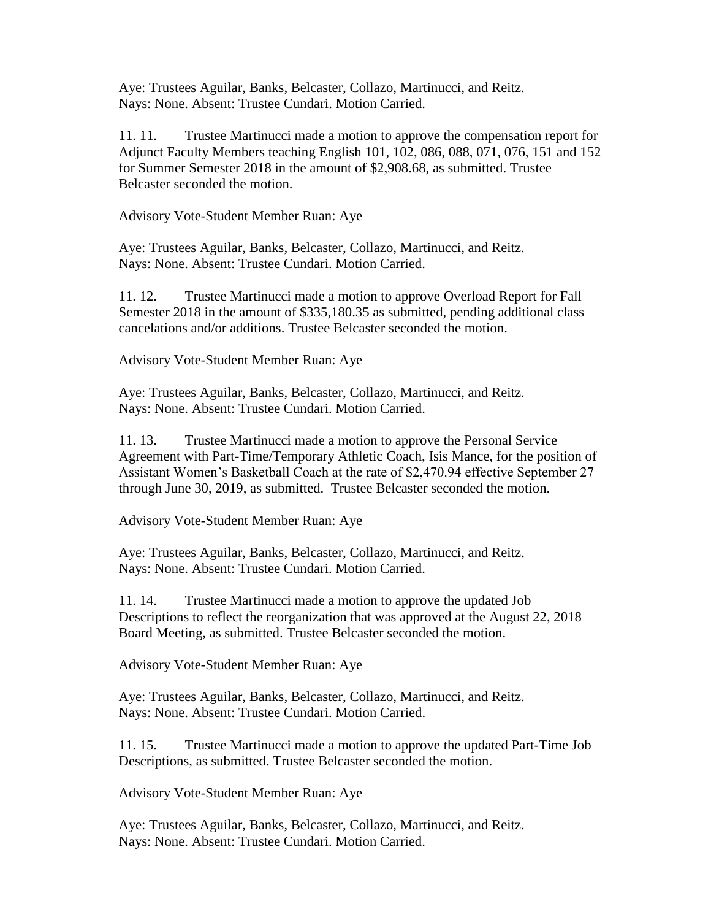Aye: Trustees Aguilar, Banks, Belcaster, Collazo, Martinucci, and Reitz.
Nays: None. Absent: Trustee Cundari. Motion Carried.

11. 11. Trustee Martinucci made a motion to approve the compensation report for Adjunct Faculty Members teaching English 101, 102, 086, 088, 071, 076, 151 and 152 for Summer Semester 2018 in the amount of $2,908.68, as submitted. Trustee Belcaster seconded the motion.

Advisory Vote-Student Member Ruan: Aye

Aye: Trustees Aguilar, Banks, Belcaster, Collazo, Martinucci, and Reitz.
Nays: None. Absent: Trustee Cundari. Motion Carried.

11. 12. Trustee Martinucci made a motion to approve Overload Report for Fall Semester 2018 in the amount of $335,180.35 as submitted, pending additional class cancelations and/or additions. Trustee Belcaster seconded the motion.

Advisory Vote-Student Member Ruan: Aye

Aye: Trustees Aguilar, Banks, Belcaster, Collazo, Martinucci, and Reitz.
Nays: None. Absent: Trustee Cundari. Motion Carried.

11. 13. Trustee Martinucci made a motion to approve the Personal Service Agreement with Part-Time/Temporary Athletic Coach, Isis Mance, for the position of Assistant Women's Basketball Coach at the rate of $2,470.94 effective September 27 through June 30, 2019, as submitted. Trustee Belcaster seconded the motion.

Advisory Vote-Student Member Ruan: Aye

Aye: Trustees Aguilar, Banks, Belcaster, Collazo, Martinucci, and Reitz.
Nays: None. Absent: Trustee Cundari. Motion Carried.

11. 14. Trustee Martinucci made a motion to approve the updated Job Descriptions to reflect the reorganization that was approved at the August 22, 2018 Board Meeting, as submitted. Trustee Belcaster seconded the motion.

Advisory Vote-Student Member Ruan: Aye

Aye: Trustees Aguilar, Banks, Belcaster, Collazo, Martinucci, and Reitz.
Nays: None. Absent: Trustee Cundari. Motion Carried.

11. 15. Trustee Martinucci made a motion to approve the updated Part-Time Job Descriptions, as submitted. Trustee Belcaster seconded the motion.

Advisory Vote-Student Member Ruan: Aye

Aye: Trustees Aguilar, Banks, Belcaster, Collazo, Martinucci, and Reitz.
Nays: None. Absent: Trustee Cundari. Motion Carried.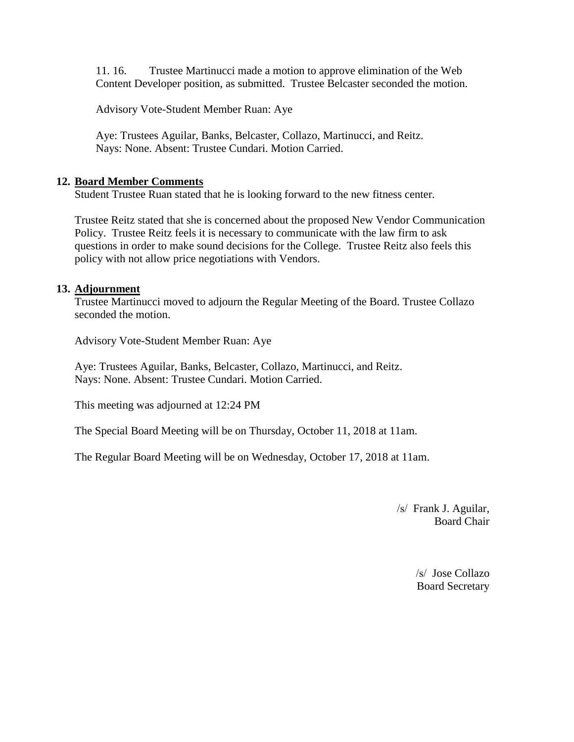11. 16. Trustee Martinucci made a motion to approve elimination of the Web Content Developer position, as submitted. Trustee Belcaster seconded the motion.

Advisory Vote-Student Member Ruan: Aye

Aye: Trustees Aguilar, Banks, Belcaster, Collazo, Martinucci, and Reitz.
Nays: None. Absent: Trustee Cundari. Motion Carried.

## 12. Board Member Comments

Student Trustee Ruan stated that he is looking forward to the new fitness center.

Trustee Reitz stated that she is concerned about the proposed New Vendor Communication Policy. Trustee Reitz feels it is necessary to communicate with the law firm to ask questions in order to make sound decisions for the College. Trustee Reitz also feels this policy with not allow price negotiations with Vendors.

## 13. Adjournment

Trustee Martinucci moved to adjourn the Regular Meeting of the Board. Trustee Collazo seconded the motion.

Advisory Vote-Student Member Ruan: Aye

Aye: Trustees Aguilar, Banks, Belcaster, Collazo, Martinucci, and Reitz.
Nays: None. Absent: Trustee Cundari. Motion Carried.

This meeting was adjourned at 12:24 PM

The Special Board Meeting will be on Thursday, October 11, 2018 at 11am.

The Regular Board Meeting will be on Wednesday, October 17, 2018 at 11am.

/s/ Frank J. Aguilar,
Board Chair

/s/ Jose Collazo
Board Secretary